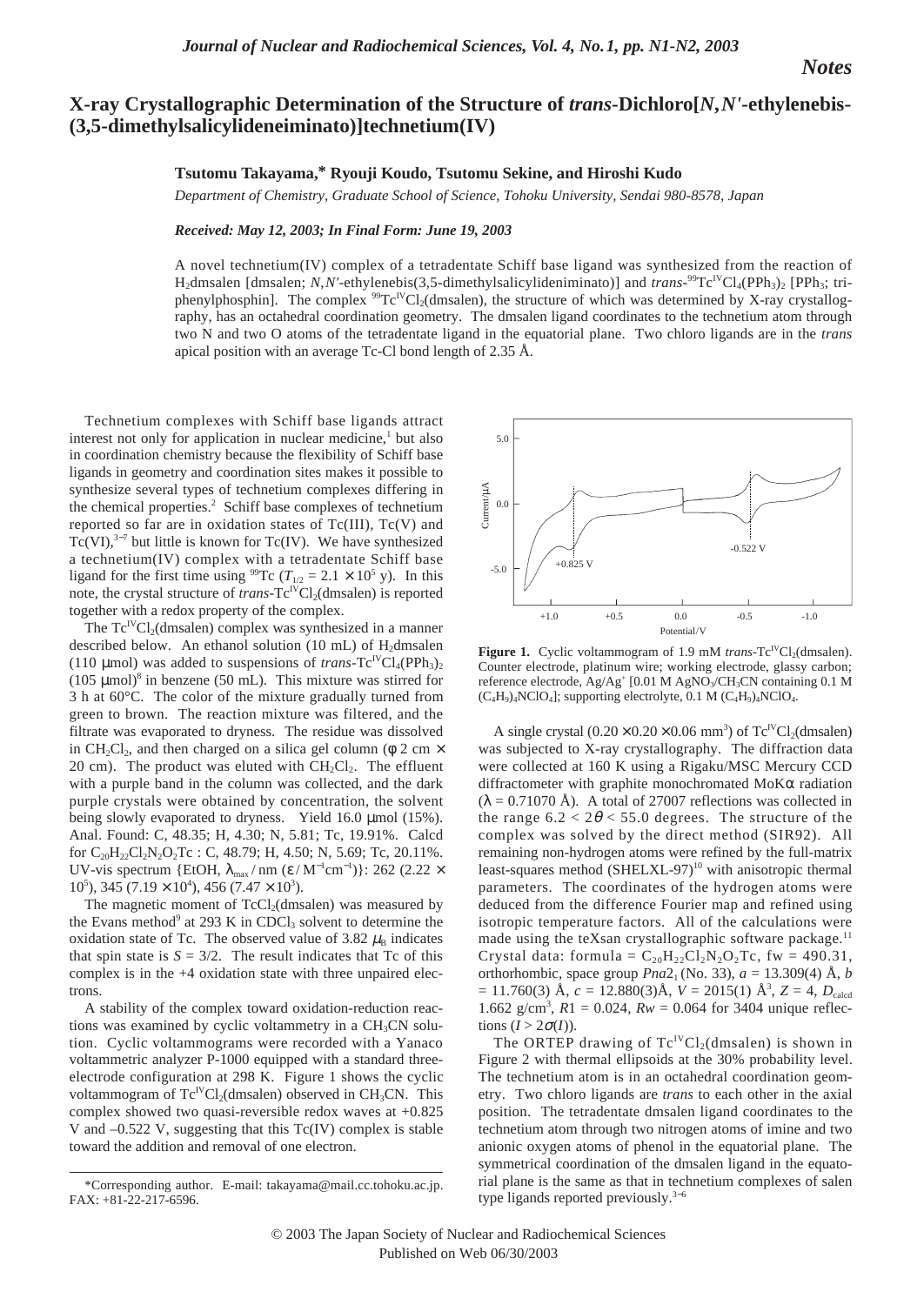*Notes*

# X-ray Crystallographic Determination of the Structure of *trans*-Dichloro[*N*,*N'*-ethylenebis-(3,5-dimethylsalicylideneiminato)]technetium(IV)

**Tsutomu Takayama,\* Ryouji Koudo, Tsutomu Sekine, and Hiroshi Kudo**

*Department of Chemistry, Graduate School of Science, Tohoku University, Sendai 980-8578, Japan*

***Received: May 12, 2003; In Final Form: June 19, 2003***

A novel technetium(IV) complex of a tetradentate Schiff base ligand was synthesized from the reaction of $H_2$dmsalen [dmsalen; *N,N'*-ethylenebis(3,5-dimethylsalicylideniminato)] and *trans*-$^{99}Tc^{IV}Cl_4(PPh_3)_2$ [$PPh_3$; triphenylphosphin]. The complex $^{99}Tc^{IV}Cl_2$(dmsalen), the structure of which was determined by X-ray crystallography, has an octahedral coordination geometry. The dmsalen ligand coordinates to the technetium atom through two N and two O atoms of the tetradentate ligand in the equatorial plane. Two chloro ligands are in the *trans* apical position with an average Tc-Cl bond length of 2.35 Å.

Technetium complexes with Schiff base ligands attract interest not only for application in nuclear medicine,[1] but also in coordination chemistry because the flexibility of Schiff base ligands in geometry and coordination sites makes it possible to synthesize several types of technetium complexes differing in the chemical properties.[2] Schiff base complexes of technetium reported so far are in oxidation states of Tc(III), Tc(V) and Tc(VI),[3–7] but little is known for Tc(IV). We have synthesized a technetium(IV) complex with a tetradentate Schiff base ligand for the first time using $^{99}$Tc ($T_{1/2} = 2.1 \times 10^5$ y). In this note, the crystal structure of *trans*-$Tc^{IV}Cl_2$(dmsalen) is reported together with a redox property of the complex.

The $Tc^{IV}Cl_2$(dmsalen) complex was synthesized in a manner described below. An ethanol solution (10 mL) of $H_2$dmsalen (110 μmol) was added to suspensions of *trans*-$Tc^{IV}Cl_4(PPh_3)_2$ (105 μmol)[8] in benzene (50 mL). This mixture was stirred for 3 h at 60°C. The color of the mixture gradually turned from green to brown. The reaction mixture was filtered, and the filtrate was evaporated to dryness. The residue was dissolved in $CH_2Cl_2$, and then charged on a silica gel column (φ 2 cm × 20 cm). The product was eluted with $CH_2Cl_2$. The effluent with a purple band in the column was collected, and the dark purple crystals were obtained by concentration, the solvent being slowly evaporated to dryness. Yield 16.0 μmol (15%). Anal. Found: C, 48.35; H, 4.30; N, 5.81; Tc, 19.91%. Calcd for $C_{20}H_{22}Cl_2N_2O_2Tc$ : C, 48.79; H, 4.50; N, 5.69; Tc, 20.11%. UV-vis spectrum {EtOH, $\lambda_{max}$ / nm ($\varepsilon$ / $M^{-1}cm^{-1}$)}: 262 ($2.22 \times 10^5$), 345 ($7.19 \times 10^4$), 456 ($7.47 \times 10^3$).

The magnetic moment of $TcCl_2$(dmsalen) was measured by the Evans method[9] at 293 K in $CDCl_3$ solvent to determine the oxidation state of Tc. The observed value of 3.82 $\mu_B$ indicates that spin state is $S = 3/2$. The result indicates that Tc of this complex is in the +4 oxidation state with three unpaired electrons.

A stability of the complex toward oxidation-reduction reactions was examined by cyclic voltammetry in a $CH_3CN$ solution. Cyclic voltammograms were recorded with a Yanaco voltammetric analyzer P-1000 equipped with a standard three-electrode configuration at 298 K. Figure 1 shows the cyclic voltammogram of $Tc^{IV}Cl_2$(dmsalen) observed in $CH_3CN$. This complex showed two quasi-reversible redox waves at +0.825 V and –0.522 V, suggesting that this Tc(IV) complex is stable toward the addition and removal of one electron.

**Figure 1.** Cyclic voltammogram of 1.9 mM *trans*-$Tc^{IV}Cl_2$(dmsalen). Counter electrode, platinum wire; working electrode, glassy carbon; reference electrode, $Ag/Ag^+$ [0.01 M $AgNO_3/CH_3CN$ containing 0.1 M $(C_4H_9)_4NClO_4$]; supporting electrolyte, 0.1 M $(C_4H_9)_4NClO_4$.

A single crystal ($0.20 \times 0.20 \times 0.06$ mm$^3$) of $Tc^{IV}Cl_2$(dmsalen) was subjected to X-ray crystallography. The diffraction data were collected at 160 K using a Rigaku/MSC Mercury CCD diffractometer with graphite monochromated MoKα radiation ($\lambda = 0.71070$ Å). A total of 27007 reflections was collected in the range $6.2 < 2\theta < 55.0$ degrees. The structure of the complex was solved by the direct method (SIR92). All remaining non-hydrogen atoms were refined by the full-matrix least-squares method (SHELXL-97)[10] with anisotropic thermal parameters. The coordinates of the hydrogen atoms were deduced from the difference Fourier map and refined using isotropic temperature factors. All of the calculations were made using the teXsan crystallographic software package.[11] Crystal data: formula = $C_{20}H_{22}Cl_2N_2O_2Tc$, fw = 490.31, orthorhombic, space group $Pna2_1$ (No. 33), $a$ = 13.309(4) Å, $b$ = 11.760(3) Å, $c$ = 12.880(3)Å, $V$ = 2015(1) Å$^3$, $Z$ = 4, $D_{calcd}$ 1.662 g/cm$^3$, $R1$ = 0.024, $Rw$ = 0.064 for 3404 unique reflections ($I > 2\sigma(I)$).

The ORTEP drawing of $Tc^{IV}Cl_2$(dmsalen) is shown in Figure 2 with thermal ellipsoids at the 30% probability level. The technetium atom is in an octahedral coordination geometry. Two chloro ligands are *trans* to each other in the axial position. The tetradentate dmsalen ligand coordinates to the technetium atom through two nitrogen atoms of imine and two anionic oxygen atoms of phenol in the equatorial plane. The symmetrical coordination of the dmsalen ligand in the equatorial plane is the same as that in technetium complexes of salen type ligands reported previously.[3–6]

\*Corresponding author. E-mail: takayama@mail.cc.tohoku.ac.jp. FAX: +81-22-217-6596.

© 2003 The Japan Society of Nuclear and Radiochemical Sciences
Published on Web 06/30/2003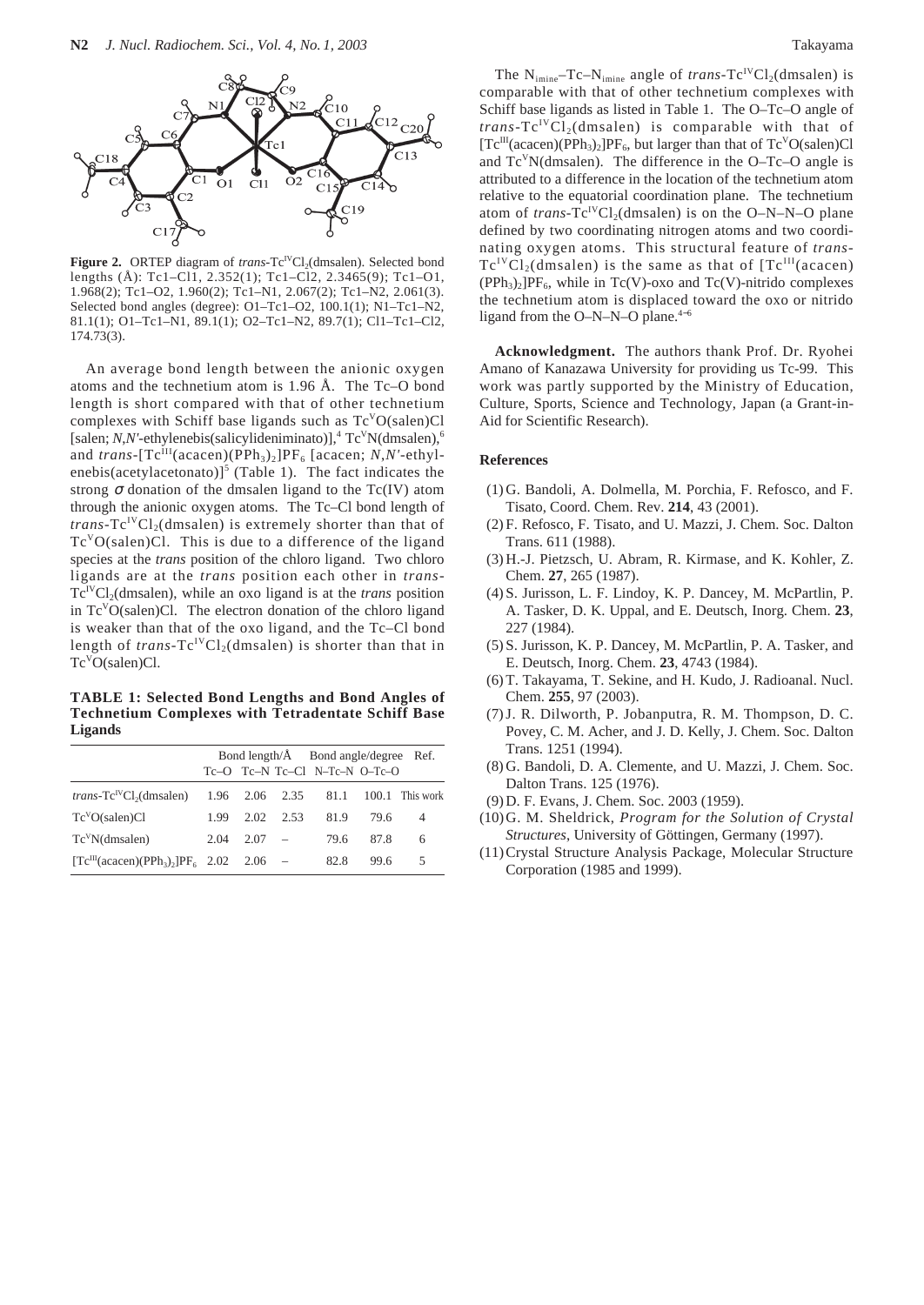**Figure 2.** ORTEP diagram of *trans*-$Tc^{IV}Cl_2$(dmsalen). Selected bond lengths (Å): Tc1–Cl1, 2.352(1); Tc1–Cl2, 2.3465(9); Tc1–O1, 1.968(2); Tc1–O2, 1.960(2); Tc1–N1, 2.067(2); Tc1–N2, 2.061(3). Selected bond angles (degree): O1–Tc1–O2, 100.1(1); N1–Tc1–N2, 81.1(1); O1–Tc1–N1, 89.1(1); O2–Tc1–N2, 89.7(1); Cl1–Tc1–Cl2, 174.73(3).

An average bond length between the anionic oxygen atoms and the technetium atom is 1.96 Å. The Tc–O bond length is short compared with that of other technetium complexes with Schiff base ligands such as $Tc^{V}O$(salen)Cl [salen; *N,N'*-ethylenebis(salicylideniminato)],[4] $Tc^{V}N$(dmsalen),[6] and *trans*-[$Tc^{III}$(acacen)$(PPh_3)_2$]$PF_6$ [acacen; *N,N'*-ethylenebis(acetylacetonato)][5] (Table 1). The fact indicates the strong $\sigma$ donation of the dmsalen ligand to the Tc(IV) atom through the anionic oxygen atoms. The Tc–Cl bond length of *trans*-$Tc^{IV}Cl_2$(dmsalen) is extremely shorter than that of $Tc^{V}O$(salen)Cl. This is due to a difference of the ligand species at the *trans* position of the chloro ligand. Two chloro ligands are at the *trans* position each other in *trans*-$Tc^{IV}Cl_2$(dmsalen), while an oxo ligand is at the *trans* position in $Tc^{V}O$(salen)Cl. The electron donation of the chloro ligand is weaker than that of the oxo ligand, and the Tc–Cl bond length of *trans*-$Tc^{IV}Cl_2$(dmsalen) is shorter than that in $Tc^{V}O$(salen)Cl.

**TABLE 1: Selected Bond Lengths and Bond Angles of Technetium Complexes with Tetradentate Schiff Base Ligands**

| | Bond length/Å | | | Bond angle/degree | | Ref. |
|---|---|---|---|---|---|---|
| | Tc–O | Tc–N | Tc–Cl | N–Tc–N | O–Tc–O | |
| *trans*-$Tc^{IV}Cl_2$(dmsalen) | 1.96 | 2.06 | 2.35 | 81.1 | 100.1 | This work |
| $Tc^{V}O$(salen)Cl | 1.99 | 2.02 | 2.53 | 81.9 | 79.6 | 4 |
| $Tc^{V}N$(dmsalen) | 2.04 | 2.07 | – | 79.6 | 87.8 | 6 |
| [$Tc^{III}$(acacen)$(PPh_3)_2$]$PF_6$ | 2.02 | 2.06 | – | 82.8 | 99.6 | 5 |

The $N_{imine}$–Tc–$N_{imine}$ angle of *trans*-$Tc^{IV}Cl_2$(dmsalen) is comparable with that of other technetium complexes with Schiff base ligands as listed in Table 1. The O–Tc–O angle of *trans*-$Tc^{IV}Cl_2$(dmsalen) is comparable with that of [$Tc^{III}$(acacen)$(PPh_3)_2$]$PF_6$, but larger than that of $Tc^{V}O$(salen)Cl and $Tc^{V}N$(dmsalen). The difference in the O–Tc–O angle is attributed to a difference in the location of the technetium atom relative to the equatorial coordination plane. The technetium atom of *trans*-$Tc^{IV}Cl_2$(dmsalen) is on the O–N–N–O plane defined by two coordinating nitrogen atoms and two coordinating oxygen atoms. This structural feature of *trans*-$Tc^{IV}Cl_2$(dmsalen) is the same as that of [$Tc^{III}$(acacen)$(PPh_3)_2$]$PF_6$, while in Tc(V)-oxo and Tc(V)-nitrido complexes the technetium atom is displaced toward the oxo or nitrido ligand from the O–N–N–O plane.[4–6]

**Acknowledgment.** The authors thank Prof. Dr. Ryohei Amano of Kanazawa University for providing us Tc-99. This work was partly supported by the Ministry of Education, Culture, Sports, Science and Technology, Japan (a Grant-in-Aid for Scientific Research).

## References

(1) G. Bandoli, A. Dolmella, M. Porchia, F. Refosco, and F. Tisato, Coord. Chem. Rev. **214**, 43 (2001).
(2) F. Refosco, F. Tisato, and U. Mazzi, J. Chem. Soc. Dalton Trans. 611 (1988).
(3) H.-J. Pietzsch, U. Abram, R. Kirmase, and K. Kohler, Z. Chem. **27**, 265 (1987).
(4) S. Jurisson, L. F. Lindoy, K. P. Dancey, M. McPartlin, P. A. Tasker, D. K. Uppal, and E. Deutsch, Inorg. Chem. **23**, 227 (1984).
(5) S. Jurisson, K. P. Dancey, M. McPartlin, P. A. Tasker, and E. Deutsch, Inorg. Chem. **23**, 4743 (1984).
(6) T. Takayama, T. Sekine, and H. Kudo, J. Radioanal. Nucl. Chem. **255**, 97 (2003).
(7) J. R. Dilworth, P. Jobanputra, R. M. Thompson, D. C. Povey, C. M. Acher, and J. D. Kelly, J. Chem. Soc. Dalton Trans. 1251 (1994).
(8) G. Bandoli, D. A. Clemente, and U. Mazzi, J. Chem. Soc. Dalton Trans. 125 (1976).
(9) D. F. Evans, J. Chem. Soc. 2003 (1959).
(10) G. M. Sheldrick, *Program for the Solution of Crystal Structures*, University of Göttingen, Germany (1997).
(11) Crystal Structure Analysis Package, Molecular Structure Corporation (1985 and 1999).